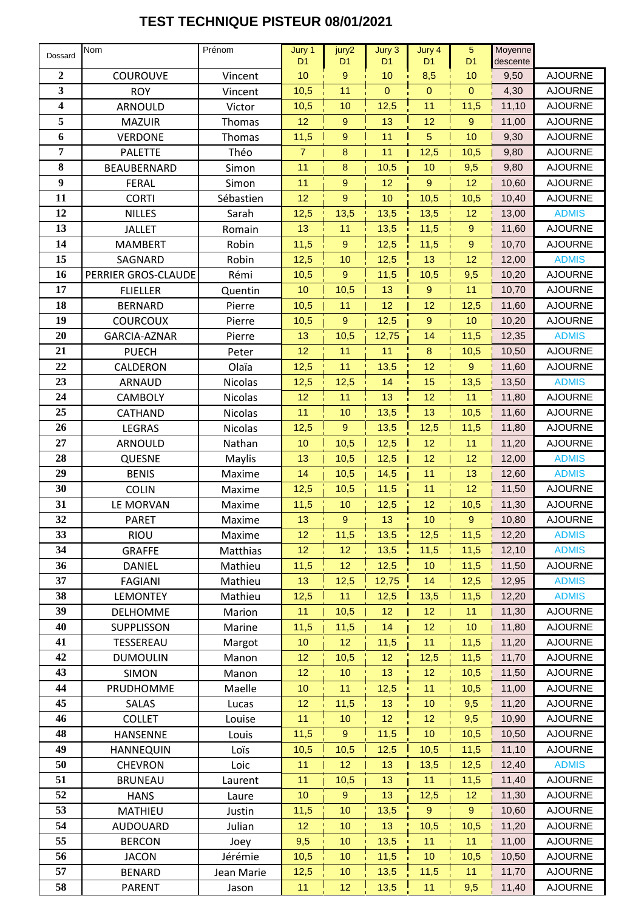# TEST TECHNIQUE PISTEUR 08/01/2021

| Dossard | Nom | Prénom | Jury 1 D1 | jury2 D1 | Jury 3 D1 | Jury 4 D1 | 5 D1 | Moyenne descente | |
|---|---|---|---|---|---|---|---|---|---|
| 2 | COUROUVE | Vincent | 10 | 9 | 10 | 8,5 | 10 | 9,50 | AJOURNE |
| 3 | ROY | Vincent | 10,5 | 11 | 0 | 0 | 0 | 4,30 | AJOURNE |
| 4 | ARNOULD | Victor | 10,5 | 10 | 12,5 | 11 | 11,5 | 11,10 | AJOURNE |
| 5 | MAZUIR | Thomas | 12 | 9 | 13 | 12 | 9 | 11,00 | AJOURNE |
| 6 | VERDONE | Thomas | 11,5 | 9 | 11 | 5 | 10 | 9,30 | AJOURNE |
| 7 | PALETTE | Théo | 7 | 8 | 11 | 12,5 | 10,5 | 9,80 | AJOURNE |
| 8 | BEAUBERNARD | Simon | 11 | 8 | 10,5 | 10 | 9,5 | 9,80 | AJOURNE |
| 9 | FERAL | Simon | 11 | 9 | 12 | 9 | 12 | 10,60 | AJOURNE |
| 11 | CORTI | Sébastien | 12 | 9 | 10 | 10,5 | 10,5 | 10,40 | AJOURNE |
| 12 | NILLES | Sarah | 12,5 | 13,5 | 13,5 | 13,5 | 12 | 13,00 | ADMIS |
| 13 | JALLET | Romain | 13 | 11 | 13,5 | 11,5 | 9 | 11,60 | AJOURNE |
| 14 | MAMBERT | Robin | 11,5 | 9 | 12,5 | 11,5 | 9 | 10,70 | AJOURNE |
| 15 | SAGNARD | Robin | 12,5 | 10 | 12,5 | 13 | 12 | 12,00 | ADMIS |
| 16 | PERRIER GROS-CLAUDE | Rémi | 10,5 | 9 | 11,5 | 10,5 | 9,5 | 10,20 | AJOURNE |
| 17 | FLIELLER | Quentin | 10 | 10,5 | 13 | 9 | 11 | 10,70 | AJOURNE |
| 18 | BERNARD | Pierre | 10,5 | 11 | 12 | 12 | 12,5 | 11,60 | AJOURNE |
| 19 | COURCOUX | Pierre | 10,5 | 9 | 12,5 | 9 | 10 | 10,20 | AJOURNE |
| 20 | GARCIA-AZNAR | Pierre | 13 | 10,5 | 12,75 | 14 | 11,5 | 12,35 | ADMIS |
| 21 | PUECH | Peter | 12 | 11 | 11 | 8 | 10,5 | 10,50 | AJOURNE |
| 22 | CALDERON | Olaïa | 12,5 | 11 | 13,5 | 12 | 9 | 11,60 | AJOURNE |
| 23 | ARNAUD | Nicolas | 12,5 | 12,5 | 14 | 15 | 13,5 | 13,50 | ADMIS |
| 24 | CAMBOLY | Nicolas | 12 | 11 | 13 | 12 | 11 | 11,80 | AJOURNE |
| 25 | CATHAND | Nicolas | 11 | 10 | 13,5 | 13 | 10,5 | 11,60 | AJOURNE |
| 26 | LEGRAS | Nicolas | 12,5 | 9 | 13,5 | 12,5 | 11,5 | 11,80 | AJOURNE |
| 27 | ARNOULD | Nathan | 10 | 10,5 | 12,5 | 12 | 11 | 11,20 | AJOURNE |
| 28 | QUESNE | Maylis | 13 | 10,5 | 12,5 | 12 | 12 | 12,00 | ADMIS |
| 29 | BENIS | Maxime | 14 | 10,5 | 14,5 | 11 | 13 | 12,60 | ADMIS |
| 30 | COLIN | Maxime | 12,5 | 10,5 | 11,5 | 11 | 12 | 11,50 | AJOURNE |
| 31 | LE MORVAN | Maxime | 11,5 | 10 | 12,5 | 12 | 10,5 | 11,30 | AJOURNE |
| 32 | PARET | Maxime | 13 | 9 | 13 | 10 | 9 | 10,80 | AJOURNE |
| 33 | RIOU | Maxime | 12 | 11,5 | 13,5 | 12,5 | 11,5 | 12,20 | ADMIS |
| 34 | GRAFFE | Matthias | 12 | 12 | 13,5 | 11,5 | 11,5 | 12,10 | ADMIS |
| 36 | DANIEL | Mathieu | 11,5 | 12 | 12,5 | 10 | 11,5 | 11,50 | AJOURNE |
| 37 | FAGIANI | Mathieu | 13 | 12,5 | 12,75 | 14 | 12,5 | 12,95 | ADMIS |
| 38 | LEMONTEY | Mathieu | 12,5 | 11 | 12,5 | 13,5 | 11,5 | 12,20 | ADMIS |
| 39 | DELHOMME | Marion | 11 | 10,5 | 12 | 12 | 11 | 11,30 | AJOURNE |
| 40 | SUPPLISSON | Marine | 11,5 | 11,5 | 14 | 12 | 10 | 11,80 | AJOURNE |
| 41 | TESSEREAU | Margot | 10 | 12 | 11,5 | 11 | 11,5 | 11,20 | AJOURNE |
| 42 | DUMOULIN | Manon | 12 | 10,5 | 12 | 12,5 | 11,5 | 11,70 | AJOURNE |
| 43 | SIMON | Manon | 12 | 10 | 13 | 12 | 10,5 | 11,50 | AJOURNE |
| 44 | PRUDHOMME | Maelle | 10 | 11 | 12,5 | 11 | 10,5 | 11,00 | AJOURNE |
| 45 | SALAS | Lucas | 12 | 11,5 | 13 | 10 | 9,5 | 11,20 | AJOURNE |
| 46 | COLLET | Louise | 11 | 10 | 12 | 12 | 9,5 | 10,90 | AJOURNE |
| 48 | HANSENNE | Louis | 11,5 | 9 | 11,5 | 10 | 10,5 | 10,50 | AJOURNE |
| 49 | HANNEQUIN | Loïs | 10,5 | 10,5 | 12,5 | 10,5 | 11,5 | 11,10 | AJOURNE |
| 50 | CHEVRON | Loic | 11 | 12 | 13 | 13,5 | 12,5 | 12,40 | ADMIS |
| 51 | BRUNEAU | Laurent | 11 | 10,5 | 13 | 11 | 11,5 | 11,40 | AJOURNE |
| 52 | HANS | Laure | 10 | 9 | 13 | 12,5 | 12 | 11,30 | AJOURNE |
| 53 | MATHIEU | Justin | 11,5 | 10 | 13,5 | 9 | 9 | 10,60 | AJOURNE |
| 54 | AUDOUARD | Julian | 12 | 10 | 13 | 10,5 | 10,5 | 11,20 | AJOURNE |
| 55 | BERCON | Joey | 9,5 | 10 | 13,5 | 11 | 11 | 11,00 | AJOURNE |
| 56 | JACON | Jérémie | 10,5 | 10 | 11,5 | 10 | 10,5 | 10,50 | AJOURNE |
| 57 | BENARD | Jean Marie | 12,5 | 10 | 13,5 | 11,5 | 11 | 11,70 | AJOURNE |
| 58 | PARENT | Jason | 11 | 12 | 13,5 | 11 | 9,5 | 11,40 | AJOURNE |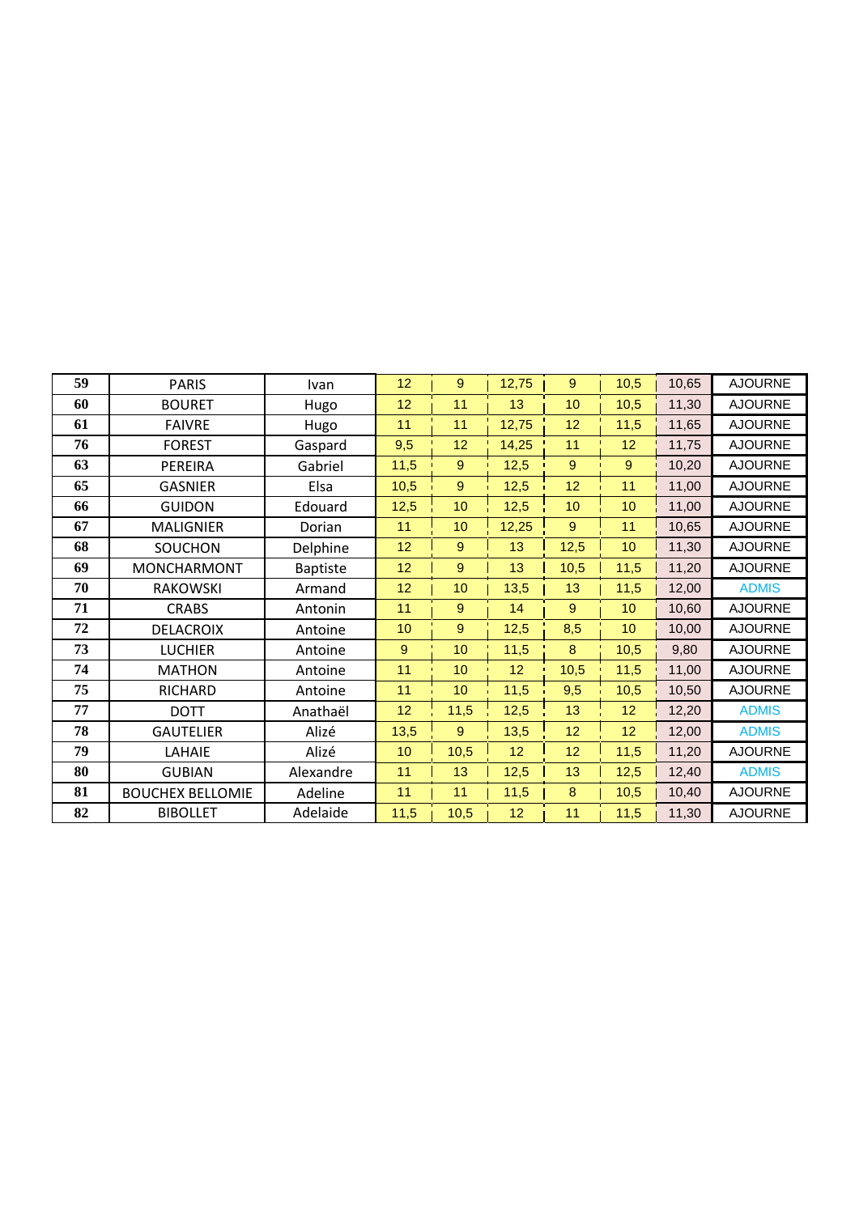| | | | | | | | | | | |
|---|---|---|---|---|---|---|---|---|---|---|
| 59 | PARIS | Ivan | 12 | 9 | 12,75 | 9 | 10,5 | 10,65 | AJOURNE |
| 60 | BOURET | Hugo | 12 | 11 | 13 | 10 | 10,5 | 11,30 | AJOURNE |
| 61 | FAIVRE | Hugo | 11 | 11 | 12,75 | 12 | 11,5 | 11,65 | AJOURNE |
| 76 | FOREST | Gaspard | 9,5 | 12 | 14,25 | 11 | 12 | 11,75 | AJOURNE |
| 63 | PEREIRA | Gabriel | 11,5 | 9 | 12,5 | 9 | 9 | 10,20 | AJOURNE |
| 65 | GASNIER | Elsa | 10,5 | 9 | 12,5 | 12 | 11 | 11,00 | AJOURNE |
| 66 | GUIDON | Edouard | 12,5 | 10 | 12,5 | 10 | 10 | 11,00 | AJOURNE |
| 67 | MALIGNIER | Dorian | 11 | 10 | 12,25 | 9 | 11 | 10,65 | AJOURNE |
| 68 | SOUCHON | Delphine | 12 | 9 | 13 | 12,5 | 10 | 11,30 | AJOURNE |
| 69 | MONCHARMONT | Baptiste | 12 | 9 | 13 | 10,5 | 11,5 | 11,20 | AJOURNE |
| 70 | RAKOWSKI | Armand | 12 | 10 | 13,5 | 13 | 11,5 | 12,00 | ADMIS |
| 71 | CRABS | Antonin | 11 | 9 | 14 | 9 | 10 | 10,60 | AJOURNE |
| 72 | DELACROIX | Antoine | 10 | 9 | 12,5 | 8,5 | 10 | 10,00 | AJOURNE |
| 73 | LUCHIER | Antoine | 9 | 10 | 11,5 | 8 | 10,5 | 9,80 | AJOURNE |
| 74 | MATHON | Antoine | 11 | 10 | 12 | 10,5 | 11,5 | 11,00 | AJOURNE |
| 75 | RICHARD | Antoine | 11 | 10 | 11,5 | 9,5 | 10,5 | 10,50 | AJOURNE |
| 77 | DOTT | Anathaël | 12 | 11,5 | 12,5 | 13 | 12 | 12,20 | ADMIS |
| 78 | GAUTELIER | Alizé | 13,5 | 9 | 13,5 | 12 | 12 | 12,00 | ADMIS |
| 79 | LAHAIE | Alizé | 10 | 10,5 | 12 | 12 | 11,5 | 11,20 | AJOURNE |
| 80 | GUBIAN | Alexandre | 11 | 13 | 12,5 | 13 | 12,5 | 12,40 | ADMIS |
| 81 | BOUCHEX BELLOMIE | Adeline | 11 | 11 | 11,5 | 8 | 10,5 | 10,40 | AJOURNE |
| 82 | BIBOLLET | Adelaide | 11,5 | 10,5 | 12 | 11 | 11,5 | 11,30 | AJOURNE |